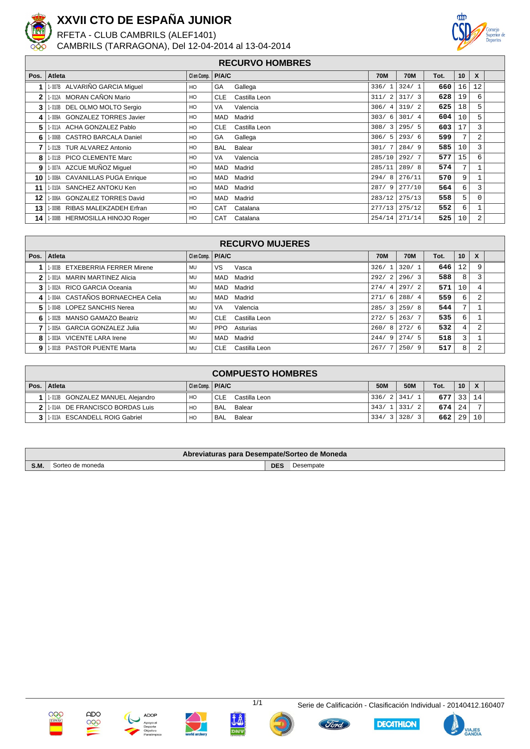# XXVII CTO DE ESPAÑA JUNIOR

RFETA - CLUB CAMBRILS (ALEF1401)

CAMBRILS (TARRAGONA), Del 12-04-2014 al 13-04-2014

## RECURVO HOMBRES

| Pos. | Atleta | | Cl en Comp. | P/A/C | | 70M | 70M | Tot. | 10 | X |
|---|---|---|---|---|---|---|---|---|---|---|
| 1 | 1-007B | ALVARIÑO GARCIA Miguel | HO | GA | Gallega | 336/ 1 | 324/ 1 | 660 | 16 | 12 |
| 2 | 1-012A | MORAN CAÑON Mario | HO | CLE | Castilla Leon | 311/ 2 | 317/ 3 | 628 | 19 | 6 |
| 3 | 1-010B | DEL OLMO MOLTO Sergio | HO | VA | Valencia | 306/ 4 | 319/ 2 | 625 | 18 | 5 |
| 4 | 1-009A | GONZALEZ TORRES Javier | HO | MAD | Madrid | 303/ 6 | 301/ 4 | 604 | 10 | 5 |
| 5 | 1-011A | ACHA GONZALEZ Pablo | HO | CLE | Castilla Leon | 308/ 3 | 295/ 5 | 603 | 17 | 3 |
| 6 | 1-006B | CASTRO BARCALA Daniel | HO | GA | Gallega | 306/ 5 | 293/ 6 | 599 | 7 | 2 |
| 7 | 1-012B | TUR ALVAREZ Antonio | HO | BAL | Balear | 301/ 7 | 284/ 9 | 585 | 10 | 3 |
| 8 | 1-011B | PICO CLEMENTE Marc | HO | VA | Valencia | 285/10 | 292/ 7 | 577 | 15 | 6 |
| 9 | 1-007A | AZCUE MUÑOZ Miguel | HO | MAD | Madrid | 285/11 | 289/ 8 | 574 | 7 | 1 |
| 10 | 1-008A | CAVANILLAS PUGA Enrique | HO | MAD | Madrid | 294/ 8 | 276/11 | 570 | 9 | 1 |
| 11 | 1-010A | SANCHEZ ANTOKU Ken | HO | MAD | Madrid | 287/ 9 | 277/10 | 564 | 6 | 3 |
| 12 | 1-006A | GONZALEZ TORRES David | HO | MAD | Madrid | 283/12 | 275/13 | 558 | 5 | 0 |
| 13 | 1-009B | RIBAS MALEKZADEH Erfran | HO | CAT | Catalana | 277/13 | 275/12 | 552 | 6 | 1 |
| 14 | 1-008B | HERMOSILLA HINOJO Roger | HO | CAT | Catalana | 254/14 | 271/14 | 525 | 10 | 2 |

## RECURVO MUJERES

| Pos. | Atleta | | Cl en Comp. | P/A/C | | 70M | 70M | Tot. | 10 | X |
|---|---|---|---|---|---|---|---|---|---|---|
| 1 | 1-003B | ETXEBERRIA FERRER Mirene | MU | VS | Vasca | 326/ 1 | 320/ 1 | 646 | 12 | 9 |
| 2 | 1-001A | MARIN MARTINEZ Alicia | MU | MAD | Madrid | 292/ 2 | 296/ 3 | 588 | 8 | 3 |
| 3 | 1-002A | RICO GARCIA Oceania | MU | MAD | Madrid | 274/ 4 | 297/ 2 | 571 | 10 | 4 |
| 4 | 1-004A | CASTAÑOS BORNAECHEA Celia | MU | MAD | Madrid | 271/ 6 | 288/ 4 | 559 | 6 | 2 |
| 5 | 1-004B | LOPEZ SANCHIS Nerea | MU | VA | Valencia | 285/ 3 | 259/ 8 | 544 | 7 | 1 |
| 6 | 1-002B | MANSO GAMAZO Beatriz | MU | CLE | Castilla Leon | 272/ 5 | 263/ 7 | 535 | 6 | 1 |
| 7 | 1-005A | GARCIA GONZALEZ Julia | MU | PPO | Asturias | 260/ 8 | 272/ 6 | 532 | 4 | 2 |
| 8 | 1-003A | VICENTE LARA Irene | MU | MAD | Madrid | 244/ 9 | 274/ 5 | 518 | 3 | 1 |
| 9 | 1-001B | PASTOR PUENTE Marta | MU | CLE | Castilla Leon | 267/ 7 | 250/ 9 | 517 | 8 | 2 |

## COMPUESTO HOMBRES

| Pos. | Atleta | | Cl en Comp. | P/A/C | | 50M | 50M | Tot. | 10 | X |
|---|---|---|---|---|---|---|---|---|---|---|
| 1 | 1-013B | GONZALEZ MANUEL Alejandro | HO | CLE | Castilla Leon | 336/ 2 | 341/ 1 | 677 | 33 | 14 |
| 2 | 1-014A | DE FRANCISCO BORDAS Luis | HO | BAL | Balear | 343/ 1 | 331/ 2 | 674 | 24 | 7 |
| 3 | 1-013A | ESCANDELL ROIG Gabriel | HO | BAL | Balear | 334/ 3 | 328/ 3 | 662 | 29 | 10 |

| Abreviaturas para Desempate/Sorteo de Moneda | | | |
|---|---|---|---|
| S.M. | Sorteo de moneda | DES | Desempate |

Serie de Calificación - Clasificación Individual - 20140412.160407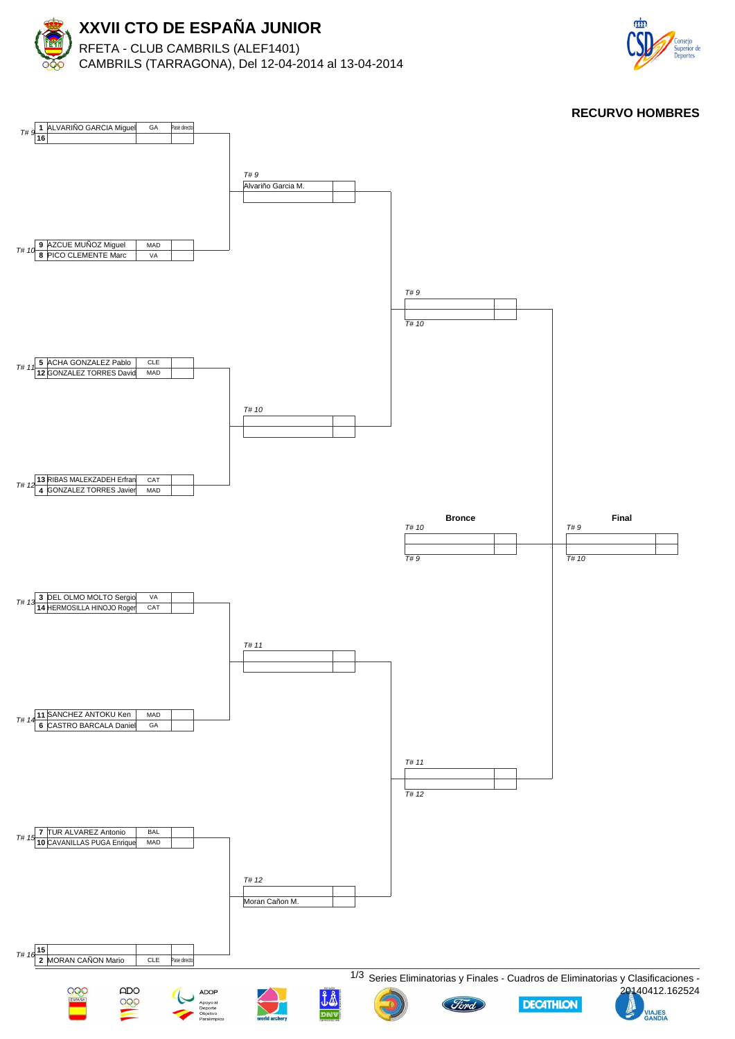# XXVII CTO DE ESPAÑA JUNIOR

RFETA - CLUB CAMBRILS (ALEF1401)
CAMBRILS (TARRAGONA), Del 12-04-2014 al 13-04-2014

## RECURVO HOMBRES

### Primera ronda

| Match | Seed | Name | Club | Score |
|---|---|---|---|---|
| T# 9 | 1 | ALVARIÑO GARCIA Miguel | GA | Pase directo |
| | 16 | | | |
| T# 10 | 9 | AZCUE MUÑOZ Miguel | MAD | |
| | 8 | PICO CLEMENTE Marc | VA | |
| T# 11 | 5 | ACHA GONZALEZ Pablo | CLE | |
| | 12 | GONZALEZ TORRES David | MAD | |
| T# 12 | 13 | RIBAS MALEKZADEH Erfran | CAT | |
| | 4 | GONZALEZ TORRES Javier | MAD | |
| T# 13 | 3 | DEL OLMO MOLTO Sergio | VA | |
| | 14 | HERMOSILLA HINOJO Roger | CAT | |
| T# 14 | 11 | SANCHEZ ANTOKU Ken | MAD | |
| | 6 | CASTRO BARCALA Daniel | GA | |
| T# 15 | 7 | TUR ALVAREZ Antonio | BAL | |
| | 10 | CAVANILLAS PUGA Enrique | MAD | |
| T# 16 | 15 | | | |
| | 2 | MORAN CAÑON Mario | CLE | Pase directo |

### Segunda ronda

| Match | Name | Score |
|---|---|---|
| T# 9 | Alvariño Garcia M. | |
| | | |
| T# 10 | | |
| | | |
| T# 11 | | |
| | | |
| T# 12 | | |
| | Moran Cañon M. | |

### Semifinales

| Match | Name | Score |
|---|---|---|
| T# 9 / T# 10 | | |
| | | |
| T# 11 / T# 12 | | |
| | | |

### Bronce

| Match | Name | Score |
|---|---|---|
| T# 10 / T# 9 | | |
| | | |

### Final

| Match | Name | Score |
|---|---|---|
| T# 9 / T# 10 | | |
| | | |

Series Eliminatorias y Finales - Cuadros de Eliminatorias y Clasificaciones - 20140412.162524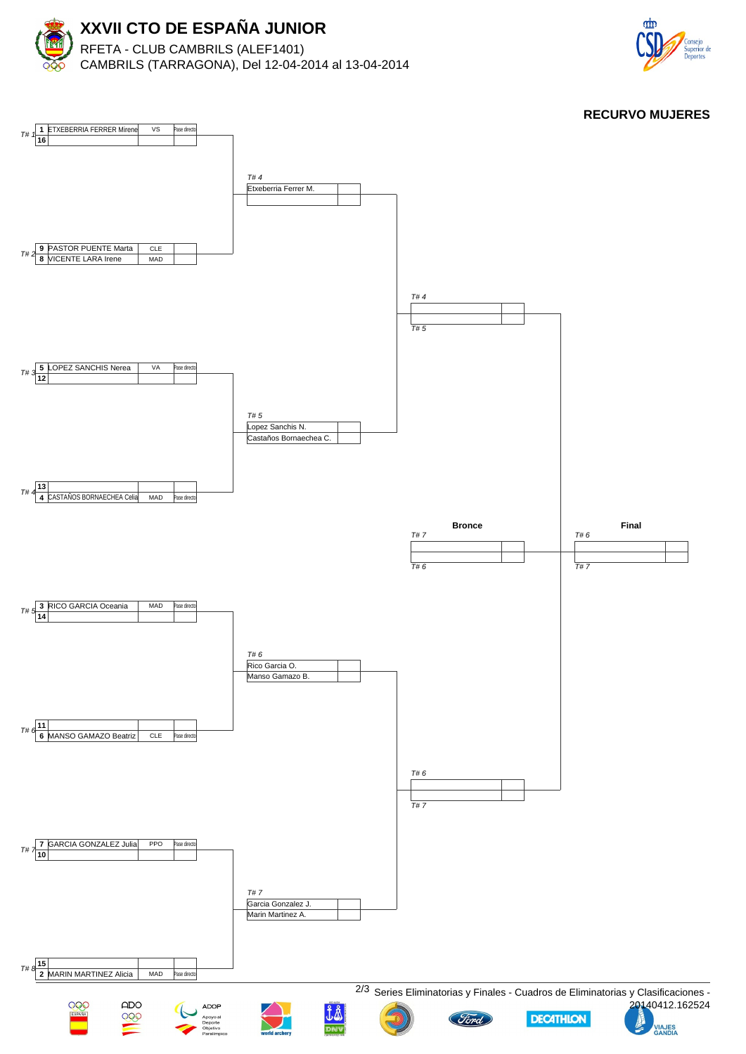# XXVII CTO DE ESPAÑA JUNIOR

RFETA - CLUB CAMBRILS (ALEF1401)

CAMBRILS (TARRAGONA), Del 12-04-2014 al 13-04-2014

## RECURVO MUJERES

### Primera ronda

| Tiro | Seed | Nombre | Club | Resultado |
|---|---|---|---|---|
| T# 1 | 1 | ETXEBERRIA FERRER Mirene | VS | Pase directo |
| | 16 | | | |
| T# 2 | 9 | PASTOR PUENTE Marta | CLE | |
| | 8 | VICENTE LARA Irene | MAD | |
| T# 3 | 5 | LOPEZ SANCHIS Nerea | VA | Pase directo |
| | 12 | | | |
| T# 4 | 13 | | | |
| | 4 | CASTAÑOS BORNAECHEA Celia | MAD | Pase directo |
| T# 5 | 3 | RICO GARCIA Oceania | MAD | Pase directo |
| | 14 | | | |
| T# 6 | 11 | | | |
| | 6 | MANSO GAMAZO Beatriz | CLE | Pase directo |
| T# 7 | 7 | GARCIA GONZALEZ Julia | PPO | Pase directo |
| | 10 | | | |
| T# 8 | 15 | | | |
| | 2 | MARIN MARTINEZ Alicia | MAD | Pase directo |

### Cuartos de final

| Tiro | Nombre | Resultado |
|---|---|---|
| T# 4 | Etxeberria Ferrer M. | |
| | | |
| T# 5 | Lopez Sanchis N. | |
| | Castaños Bornaechea C. | |
| T# 6 | Rico Garcia O. | |
| | Manso Gamazo B. | |
| T# 7 | Garcia Gonzalez J. | |
| | Marin Martinez A. | |

### Semifinales

| Tiro | Nombre | Resultado |
|---|---|---|
| T# 4 | | |
| T# 5 | | |
| T# 6 | | |
| T# 7 | | |

### Bronce

| Tiro | Nombre | Resultado |
|---|---|---|
| T# 7 | | |
| T# 6 | | |

### Final

| Tiro | Nombre | Resultado |
|---|---|---|
| T# 6 | | |
| T# 7 | | |

Series Eliminatorias y Finales - Cuadros de Eliminatorias y Clasificaciones - 20140412.162524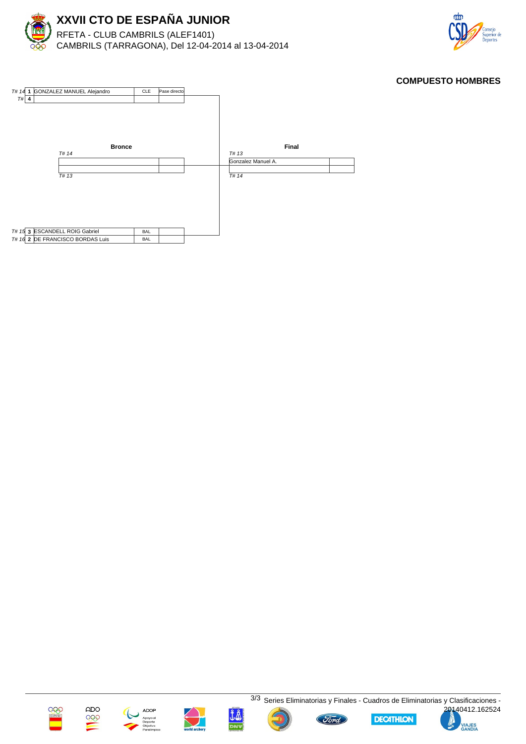# XXVII CTO DE ESPAÑA JUNIOR

RFETA - CLUB CAMBRILS (ALEF1401)

CAMBRILS (TARRAGONA), Del 12-04-2014 al 13-04-2014

## COMPUESTO HOMBRES

| | | | | |
|---|---|---|---|---|
| T# 14 | 1 | GONZALEZ MANUEL Alejandro | CLE | Pase directo |
| T# | 4 | | | |
| T# 15 | 3 | ESCANDELL ROIG Gabriel | BAL | |
| T# 16 | 2 | DE FRANCISCO BORDAS Luis | BAL | |

**Bronce**

T# 14

T# 13

**Final**

T# 13

Gonzalez Manuel A.

T# 14